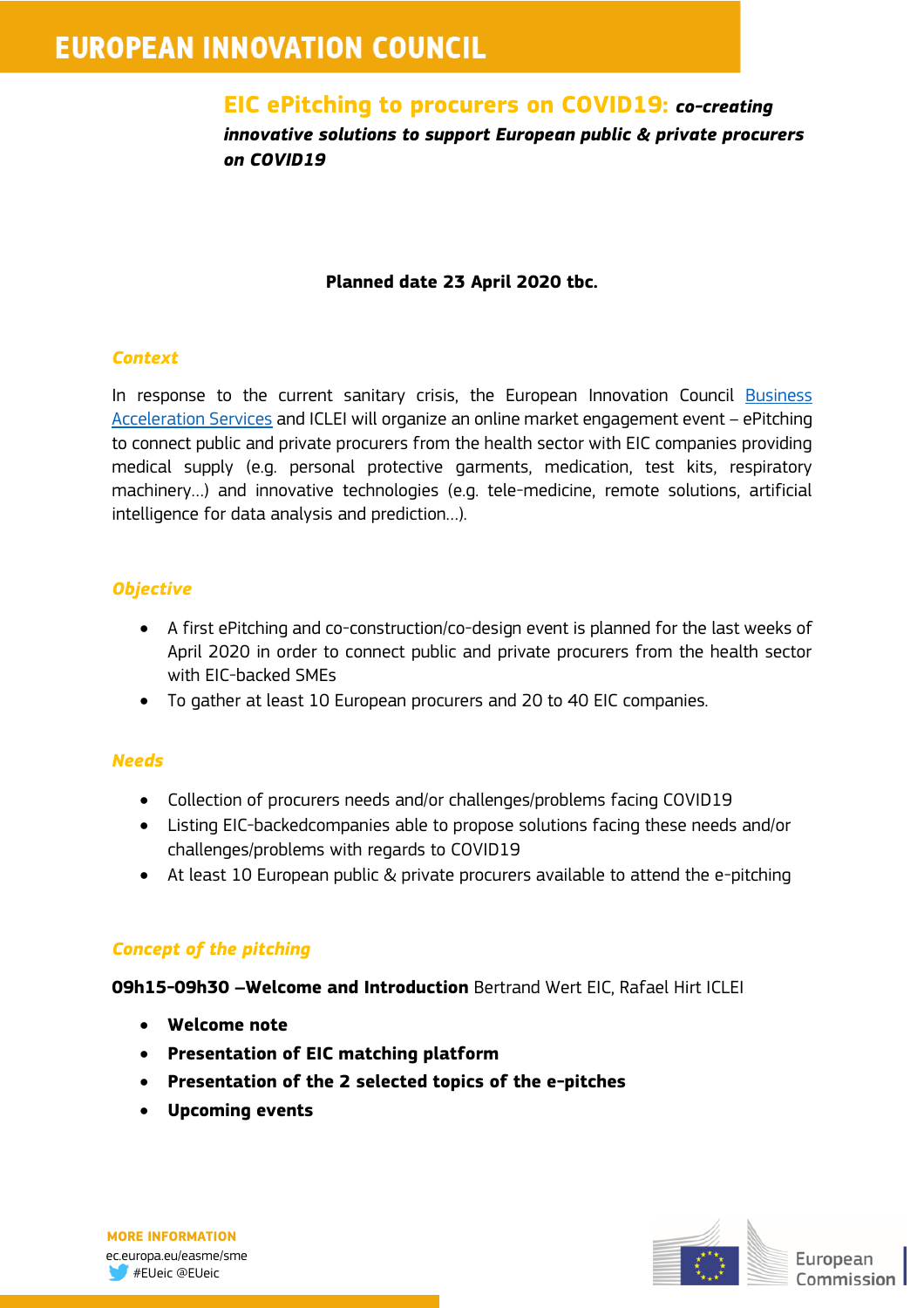# EUROPEAN INNOVATION COUNCIL

## EIC ePitching to procurers on COVID19: *co-creating innovative solutions to support European public & private procurers on COVID19*

**Planned date 23 April 2020 tbc.**

### *Context*

In response to the current sanitary crisis, the European Innovation Council Business Acceleration Services and ICLEI will organize an online market engagement event – ePitching to connect public and private procurers from the health sector with EIC companies providing medical supply (e.g. personal protective garments, medication, test kits, respiratory machinery…) and innovative technologies (e.g. tele-medicine, remote solutions, artificial intelligence for data analysis and prediction…).

### *Objective*

- A first ePitching and co-construction/co-design event is planned for the last weeks of April 2020 in order to connect public and private procurers from the health sector with EIC-backed SMEs
- To gather at least 10 European procurers and 20 to 40 EIC companies.

### *Needs*

- Collection of procurers needs and/or challenges/problems facing COVID19
- Listing EIC-backedcompanies able to propose solutions facing these needs and/or challenges/problems with regards to COVID19
- At least 10 European public & private procurers available to attend the e-pitching

### *Concept of the pitching*

**09h15-09h30 –Welcome and Introduction** Bertrand Wert EIC, Rafael Hirt ICLEI

- **Welcome note**
- **Presentation of EIC matching platform**
- **Presentation of the 2 selected topics of the e-pitches**
- **Upcoming events**

**MORE INFORMATION**
ec.europa.eu/easme/sme
#EUeic @EUeic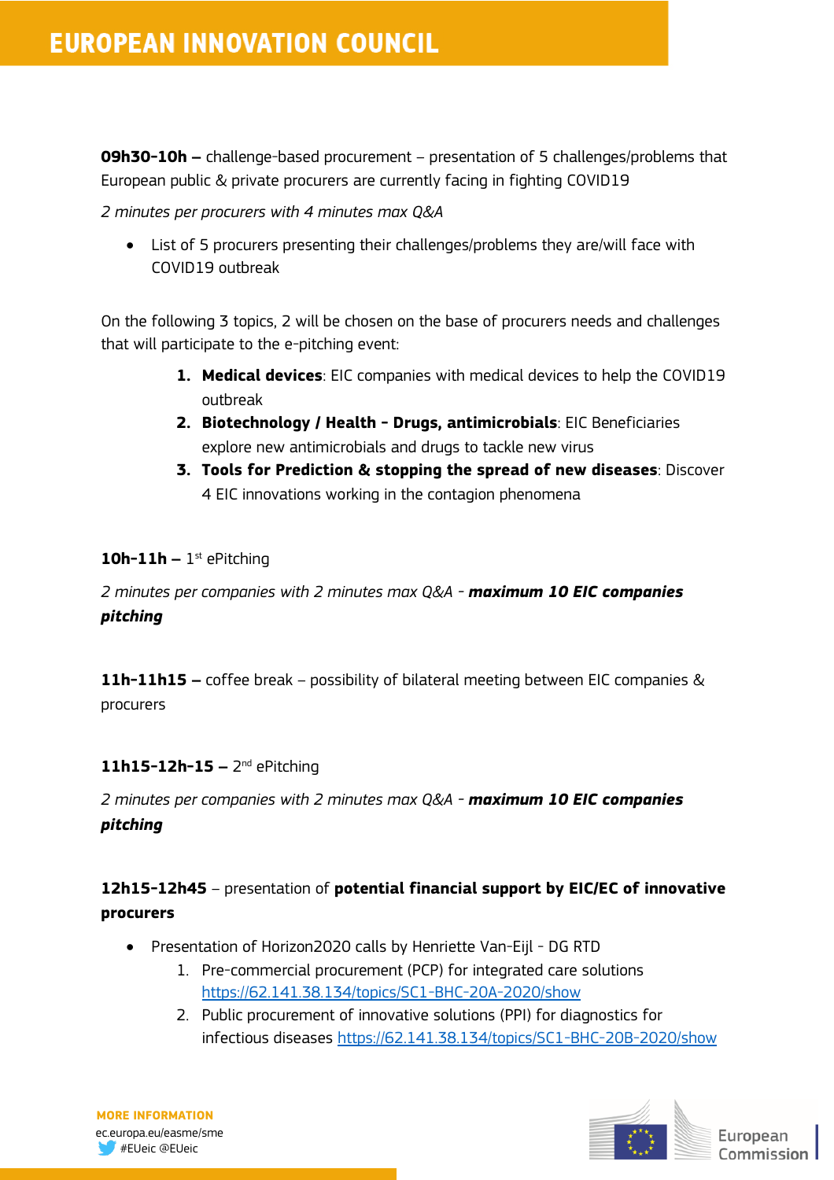**09h30-10h –** challenge-based procurement – presentation of 5 challenges/problems that European public & private procurers are currently facing in fighting COVID19

*2 minutes per procurers with 4 minutes max Q&A*

- List of 5 procurers presenting their challenges/problems they are/will face with COVID19 outbreak

On the following 3 topics, 2 will be chosen on the base of procurers needs and challenges that will participate to the e-pitching event:

1. **Medical devices**: EIC companies with medical devices to help the COVID19 outbreak
2. **Biotechnology / Health - Drugs, antimicrobials**: EIC Beneficiaries explore new antimicrobials and drugs to tackle new virus
3. **Tools for Prediction & stopping the spread of new diseases**: Discover 4 EIC innovations working in the contagion phenomena

**10h-11h –** 1st ePitching

*2 minutes per companies with 2 minutes max Q&A - **maximum 10 EIC companies pitching***

**11h-11h15 –** coffee break – possibility of bilateral meeting between EIC companies & procurers

**11h15-12h-15 –** 2nd ePitching

*2 minutes per companies with 2 minutes max Q&A - **maximum 10 EIC companies pitching***

**12h15-12h45** – presentation of **potential financial support by EIC/EC of innovative procurers**

- Presentation of Horizon2020 calls by Henriette Van-Eijl - DG RTD
    1. Pre-commercial procurement (PCP) for integrated care solutions https://62.141.38.134/topics/SC1-BHC-20A-2020/show
    2. Public procurement of innovative solutions (PPI) for diagnostics for infectious diseases https://62.141.38.134/topics/SC1-BHC-20B-2020/show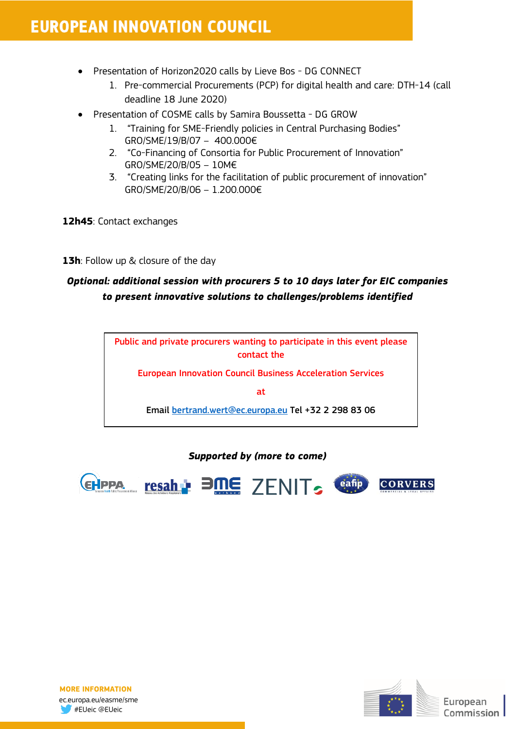- Presentation of Horizon2020 calls by Lieve Bos - DG CONNECT
    1. Pre-commercial Procurements (PCP) for digital health and care: DTH-14 (call deadline 18 June 2020)
- Presentation of COSME calls by Samira Boussetta - DG GROW
    1. "Training for SME-Friendly policies in Central Purchasing Bodies" GRO/SME/19/B/07 – 400.000€
    2. "Co-Financing of Consortia for Public Procurement of Innovation" GRO/SME/20/B/05 – 10M€
    3. "Creating links for the facilitation of public procurement of innovation" GRO/SME/20/B/06 – 1.200.000€

**12h45**: Contact exchanges

**13h**: Follow up & closure of the day

***Optional: additional session with procurers 5 to 10 days later for EIC companies to present innovative solutions to challenges/problems identified***

Public and private procurers wanting to participate in this event please contact the

European Innovation Council Business Acceleration Services

at

Email bertrand.wert@ec.europa.eu Tel +32 2 298 83 06

***Supported by (more to come)***

EHPPA resah BME ZENIT eafip CORVERS

**MORE INFORMATION**
ec.europa.eu/easme/sme
#EUeic @EUeic